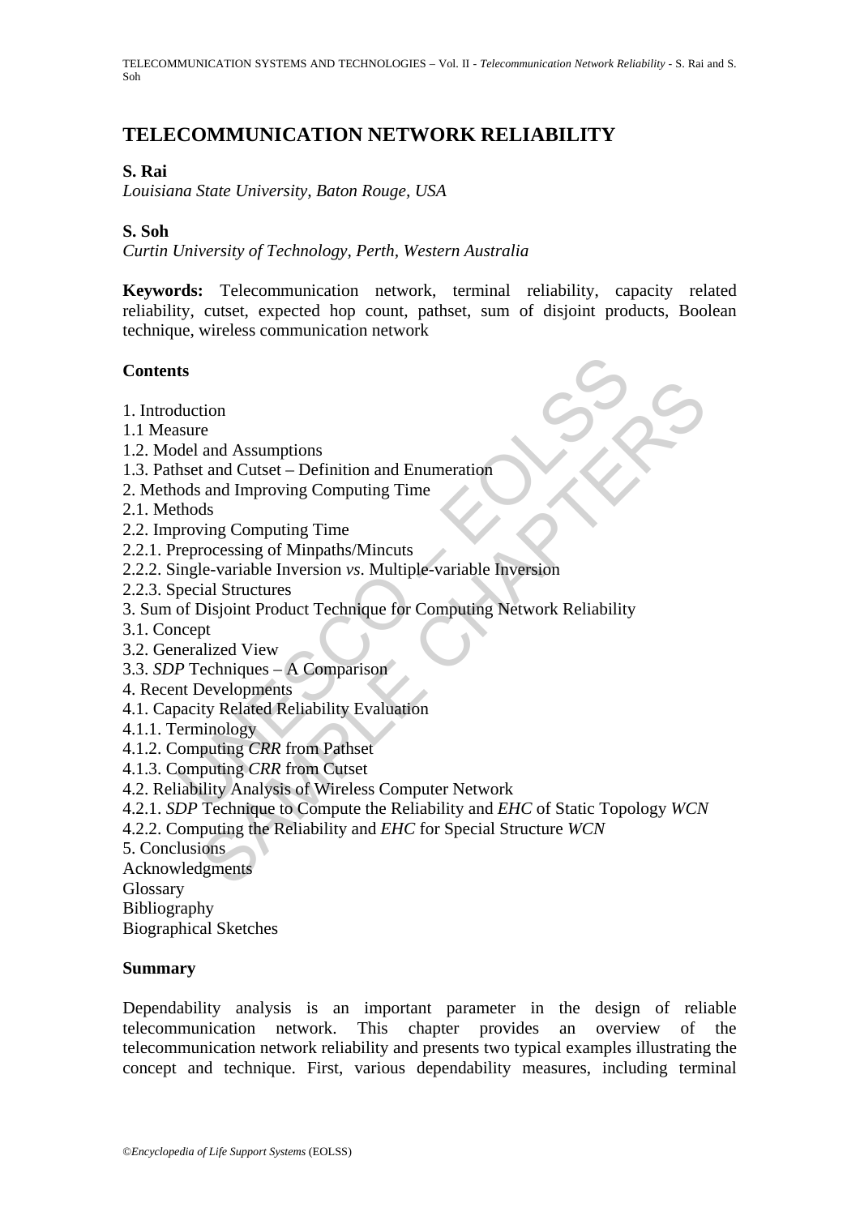# TELECOMMUNICATION NETWORK RELIABILITY

**S. Rai**

*Louisiana State University, Baton Rouge, USA*

**S. Soh**

*Curtin University of Technology, Perth, Western Australia*

**Keywords:** Telecommunication network, terminal reliability, capacity related reliability, cutset, expected hop count, pathset, sum of disjoint products, Boolean technique, wireless communication network

**Contents**

1. Introduction
1.1 Measure
1.2. Model and Assumptions
1.3. Pathset and Cutset – Definition and Enumeration
2. Methods and Improving Computing Time
2.1. Methods
2.2. Improving Computing Time
2.2.1. Preprocessing of Minpaths/Mincuts
2.2.2. Single-variable Inversion *vs.* Multiple-variable Inversion
2.2.3. Special Structures
3. Sum of Disjoint Product Technique for Computing Network Reliability
3.1. Concept
3.2. Generalized View
3.3. *SDP* Techniques – A Comparison
4. Recent Developments
4.1. Capacity Related Reliability Evaluation
4.1.1. Terminology
4.1.2. Computing *CRR* from Pathset
4.1.3. Computing *CRR* from Cutset
4.2. Reliability Analysis of Wireless Computer Network
4.2.1. *SDP* Technique to Compute the Reliability and *EHC* of Static Topology *WCN*
4.2.2. Computing the Reliability and *EHC* for Special Structure *WCN*
5. Conclusions
Acknowledgments
Glossary
Bibliography
Biographical Sketches

**Summary**

Dependability analysis is an important parameter in the design of reliable telecommunication network. This chapter provides an overview of the telecommunication network reliability and presents two typical examples illustrating the concept and technique. First, various dependability measures, including terminal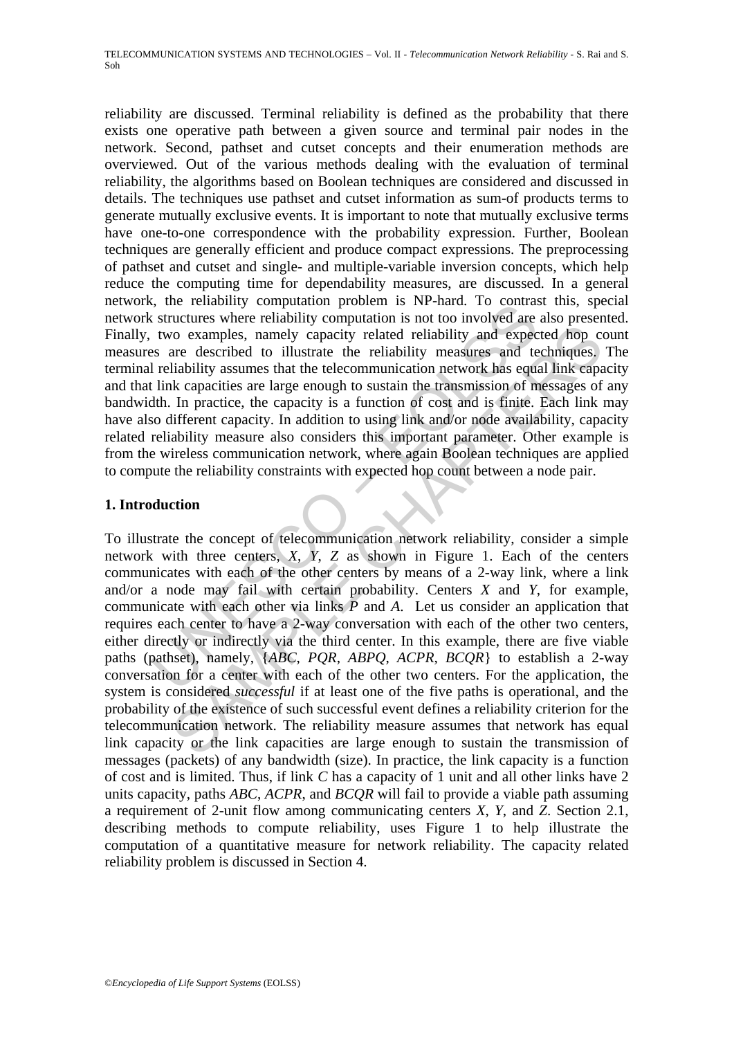reliability are discussed. Terminal reliability is defined as the probability that there exists one operative path between a given source and terminal pair nodes in the network. Second, pathset and cutset concepts and their enumeration methods are overviewed. Out of the various methods dealing with the evaluation of terminal reliability, the algorithms based on Boolean techniques are considered and discussed in details. The techniques use pathset and cutset information as sum-of products terms to generate mutually exclusive events. It is important to note that mutually exclusive terms have one-to-one correspondence with the probability expression. Further, Boolean techniques are generally efficient and produce compact expressions. The preprocessing of pathset and cutset and single- and multiple-variable inversion concepts, which help reduce the computing time for dependability measures, are discussed. In a general network, the reliability computation problem is NP-hard. To contrast this, special network structures where reliability computation is not too involved are also presented. Finally, two examples, namely capacity related reliability and expected hop count measures are described to illustrate the reliability measures and techniques. The terminal reliability assumes that the telecommunication network has equal link capacity and that link capacities are large enough to sustain the transmission of messages of any bandwidth. In practice, the capacity is a function of cost and is finite. Each link may have also different capacity. In addition to using link and/or node availability, capacity related reliability measure also considers this important parameter. Other example is from the wireless communication network, where again Boolean techniques are applied to compute the reliability constraints with expected hop count between a node pair.

## 1. Introduction

To illustrate the concept of telecommunication network reliability, consider a simple network with three centers, *X*, *Y*, *Z* as shown in Figure 1. Each of the centers communicates with each of the other centers by means of a 2-way link, where a link and/or a node may fail with certain probability. Centers *X* and *Y*, for example, communicate with each other via links *P* and *A*. Let us consider an application that requires each center to have a 2-way conversation with each of the other two centers, either directly or indirectly via the third center. In this example, there are five viable paths (pathset), namely, {*ABC*, *PQR*, *ABPQ*, *ACPR*, *BCQR*} to establish a 2-way conversation for a center with each of the other two centers. For the application, the system is considered *successful* if at least one of the five paths is operational, and the probability of the existence of such successful event defines a reliability criterion for the telecommunication network. The reliability measure assumes that network has equal link capacity or the link capacities are large enough to sustain the transmission of messages (packets) of any bandwidth (size). In practice, the link capacity is a function of cost and is limited. Thus, if link *C* has a capacity of 1 unit and all other links have 2 units capacity, paths *ABC*, *ACPR*, and *BCQR* will fail to provide a viable path assuming a requirement of 2-unit flow among communicating centers *X*, *Y*, and *Z*. Section 2.1, describing methods to compute reliability, uses Figure 1 to help illustrate the computation of a quantitative measure for network reliability. The capacity related reliability problem is discussed in Section 4.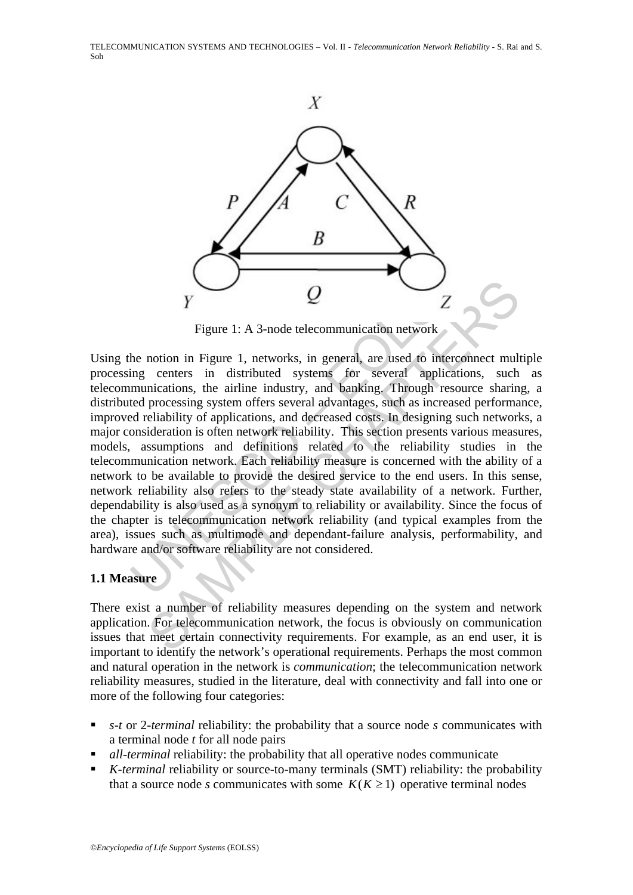Figure 1: A 3-node telecommunication network

Using the notion in Figure 1, networks, in general, are used to interconnect multiple processing centers in distributed systems for several applications, such as telecommunications, the airline industry, and banking. Through resource sharing, a distributed processing system offers several advantages, such as increased performance, improved reliability of applications, and decreased costs. In designing such networks, a major consideration is often network reliability. This section presents various measures, models, assumptions and definitions related to the reliability studies in the telecommunication network. Each reliability measure is concerned with the ability of a network to be available to provide the desired service to the end users. In this sense, network reliability also refers to the steady state availability of a network. Further, dependability is also used as a synonym to reliability or availability. Since the focus of the chapter is telecommunication network reliability (and typical examples from the area), issues such as multimode and dependant-failure analysis, performability, and hardware and/or software reliability are not considered.

### 1.1 Measure

There exist a number of reliability measures depending on the system and network application. For telecommunication network, the focus is obviously on communication issues that meet certain connectivity requirements. For example, as an end user, it is important to identify the network's operational requirements. Perhaps the most common and natural operation in the network is *communication*; the telecommunication network reliability measures, studied in the literature, deal with connectivity and fall into one or more of the following four categories:

- *s-t* or 2-*terminal* reliability: the probability that a source node *s* communicates with a terminal node *t* for all node pairs
- *all-terminal* reliability: the probability that all operative nodes communicate
- *K-terminal* reliability or source-to-many terminals (SMT) reliability: the probability that a source node *s* communicates with some $K(K \geq 1)$ operative terminal nodes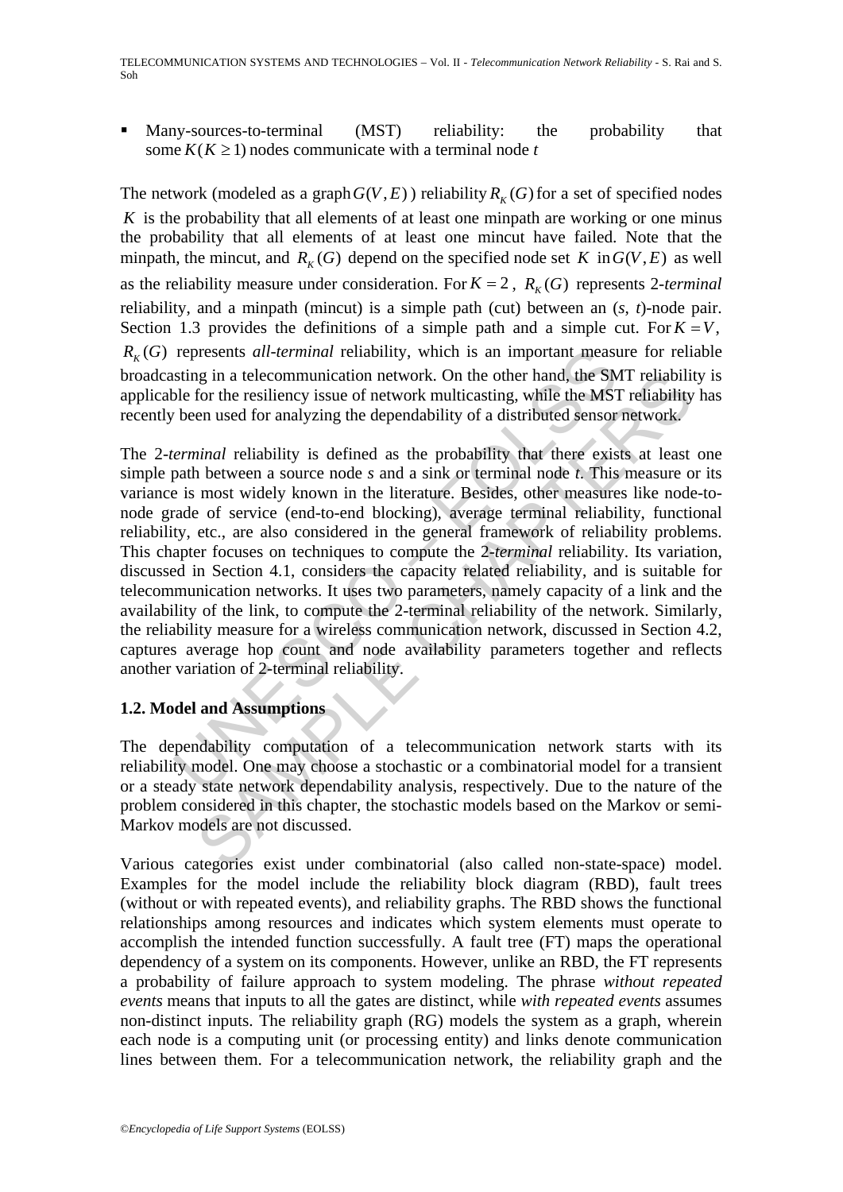- Many-sources-to-terminal (MST) reliability: the probability that some $K (K \geq 1)$ nodes communicate with a terminal node $t$

The network (modeled as a graph $G(V,E)$) reliability $R_K(G)$ for a set of specified nodes $K$ is the probability that all elements of at least one minpath are working or one minus the probability that all elements of at least one mincut have failed. Note that the minpath, the mincut, and $R_K(G)$ depend on the specified node set $K$ in $G(V,E)$ as well as the reliability measure under consideration. For $K = 2$, $R_K(G)$ represents 2-*terminal* reliability, and a minpath (mincut) is a simple path (cut) between an (*s*, *t*)-node pair. Section 1.3 provides the definitions of a simple path and a simple cut. For $K = V$, $R_K(G)$ represents *all-terminal* reliability, which is an important measure for reliable broadcasting in a telecommunication network. On the other hand, the SMT reliability is applicable for the resiliency issue of network multicasting, while the MST reliability has recently been used for analyzing the dependability of a distributed sensor network.

The 2-*terminal* reliability is defined as the probability that there exists at least one simple path between a source node *s* and a sink or terminal node *t*. This measure or its variance is most widely known in the literature. Besides, other measures like node-to-node grade of service (end-to-end blocking), average terminal reliability, functional reliability, etc., are also considered in the general framework of reliability problems. This chapter focuses on techniques to compute the 2-*terminal* reliability. Its variation, discussed in Section 4.1, considers the capacity related reliability, and is suitable for telecommunication networks. It uses two parameters, namely capacity of a link and the availability of the link, to compute the 2-terminal reliability of the network. Similarly, the reliability measure for a wireless communication network, discussed in Section 4.2, captures average hop count and node availability parameters together and reflects another variation of 2-terminal reliability.

## 1.2. Model and Assumptions

The dependability computation of a telecommunication network starts with its reliability model. One may choose a stochastic or a combinatorial model for a transient or a steady state network dependability analysis, respectively. Due to the nature of the problem considered in this chapter, the stochastic models based on the Markov or semi-Markov models are not discussed.

Various categories exist under combinatorial (also called non-state-space) model. Examples for the model include the reliability block diagram (RBD), fault trees (without or with repeated events), and reliability graphs. The RBD shows the functional relationships among resources and indicates which system elements must operate to accomplish the intended function successfully. A fault tree (FT) maps the operational dependency of a system on its components. However, unlike an RBD, the FT represents a probability of failure approach to system modeling. The phrase *without repeated events* means that inputs to all the gates are distinct, while *with repeated events* assumes non-distinct inputs. The reliability graph (RG) models the system as a graph, wherein each node is a computing unit (or processing entity) and links denote communication lines between them. For a telecommunication network, the reliability graph and the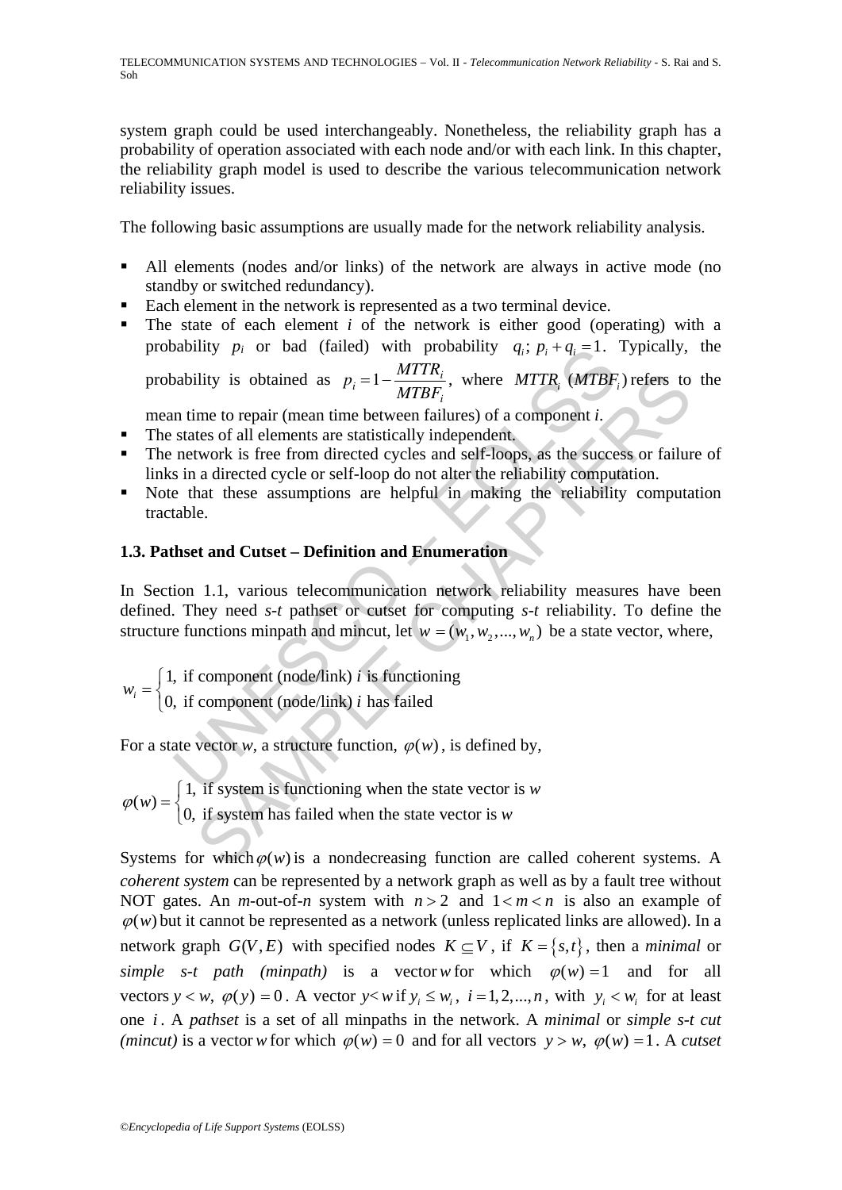system graph could be used interchangeably. Nonetheless, the reliability graph has a probability of operation associated with each node and/or with each link. In this chapter, the reliability graph model is used to describe the various telecommunication network reliability issues.

The following basic assumptions are usually made for the network reliability analysis.

- All elements (nodes and/or links) of the network are always in active mode (no standby or switched redundancy).
- Each element in the network is represented as a two terminal device.
- The state of each element $i$ of the network is either good (operating) with a probability $p_i$ or bad (failed) with probability $q_i$; $p_i + q_i = 1$. Typically, the probability is obtained as $p_i = 1 - \dfrac{MTTR_i}{MTBF_i}$, where $MTTR_i$ ($MTBF_i$) refers to the mean time to repair (mean time between failures) of a component $i$.
- The states of all elements are statistically independent.
- The network is free from directed cycles and self-loops, as the success or failure of links in a directed cycle or self-loop do not alter the reliability computation.
- Note that these assumptions are helpful in making the reliability computation tractable.

### 1.3. Pathset and Cutset – Definition and Enumeration

In Section 1.1, various telecommunication network reliability measures have been defined. They need *s-t* pathset or cutset for computing *s-t* reliability. To define the structure functions minpath and mincut, let $w = (w_1, w_2, ..., w_n)$ be a state vector, where,

$$w_i = \begin{cases} 1, & \text{if component (node/link) } i \text{ is functioning} \\ 0, & \text{if component (node/link) } i \text{ has failed} \end{cases}$$

For a state vector *w*, a structure function, $\varphi(w)$, is defined by,

$$\varphi(w) = \begin{cases} 1, & \text{if system is functioning when the state vector is } w \\ 0, & \text{if system has failed when the state vector is } w \end{cases}$$

Systems for which $\varphi(w)$ is a nondecreasing function are called coherent systems. A *coherent system* can be represented by a network graph as well as by a fault tree without NOT gates. An *m*-out-of-*n* system with $n > 2$ and $1 < m < n$ is also an example of $\varphi(w)$ but it cannot be represented as a network (unless replicated links are allowed). In a network graph $G(V, E)$ with specified nodes $K \subseteq V$, if $K = \{s, t\}$, then a *minimal* or *simple s-t path (minpath)* is a vector $w$ for which $\varphi(w) = 1$ and for all vectors $y < w$, $\varphi(y) = 0$. A vector $y < w$ if $y_i \leq w_i$, $i = 1, 2, ..., n$, with $y_i < w_i$ for at least one $i$. A *pathset* is a set of all minpaths in the network. A *minimal* or *simple s-t cut (mincut)* is a vector $w$ for which $\varphi(w) = 0$ and for all vectors $y > w$, $\varphi(w) = 1$. A *cutset*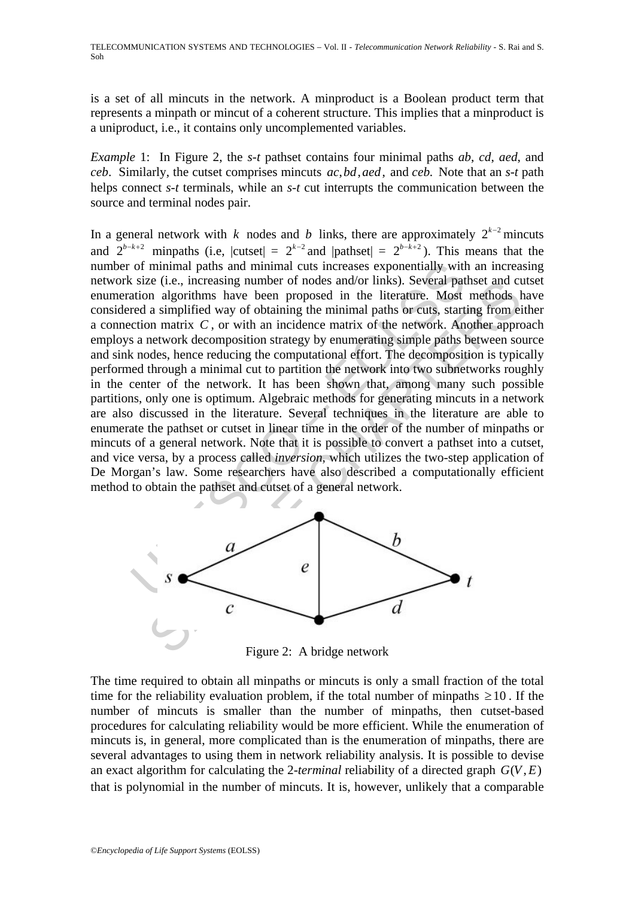is a set of all mincuts in the network. A minproduct is a Boolean product term that represents a minpath or mincut of a coherent structure. This implies that a minproduct is a uniproduct, i.e., it contains only uncomplemented variables.

*Example* 1: In Figure 2, the *s-t* pathset contains four minimal paths *ab*, *cd*, *aed*, and *ceb*. Similarly, the cutset comprises mincuts $ac, bd, aed$, and *ceb.* Note that an *s-t* path helps connect *s-t* terminals, while an *s-t* cut interrupts the communication between the source and terminal nodes pair.

In a general network with $k$ nodes and $b$ links, there are approximately $2^{k-2}$ mincuts and $2^{b-k+2}$ minpaths (i.e, |cutset| = $2^{k-2}$ and |pathset| = $2^{b-k+2}$). This means that the number of minimal paths and minimal cuts increases exponentially with an increasing network size (i.e., increasing number of nodes and/or links). Several pathset and cutset enumeration algorithms have been proposed in the literature. Most methods have considered a simplified way of obtaining the minimal paths or cuts, starting from either a connection matrix $C$, or with an incidence matrix of the network. Another approach employs a network decomposition strategy by enumerating simple paths between source and sink nodes, hence reducing the computational effort. The decomposition is typically performed through a minimal cut to partition the network into two subnetworks roughly in the center of the network. It has been shown that, among many such possible partitions, only one is optimum. Algebraic methods for generating mincuts in a network are also discussed in the literature. Several techniques in the literature are able to enumerate the pathset or cutset in linear time in the order of the number of minpaths or mincuts of a general network. Note that it is possible to convert a pathset into a cutset, and vice versa, by a process called *inversion*, which utilizes the two-step application of De Morgan's law. Some researchers have also described a computationally efficient method to obtain the pathset and cutset of a general network.

Figure 2: A bridge network

The time required to obtain all minpaths or mincuts is only a small fraction of the total time for the reliability evaluation problem, if the total number of minpaths $\geq 10$. If the number of mincuts is smaller than the number of minpaths, then cutset-based procedures for calculating reliability would be more efficient. While the enumeration of mincuts is, in general, more complicated than is the enumeration of minpaths, there are several advantages to using them in network reliability analysis. It is possible to devise an exact algorithm for calculating the 2-*terminal* reliability of a directed graph $G(V, E)$ that is polynomial in the number of mincuts. It is, however, unlikely that a comparable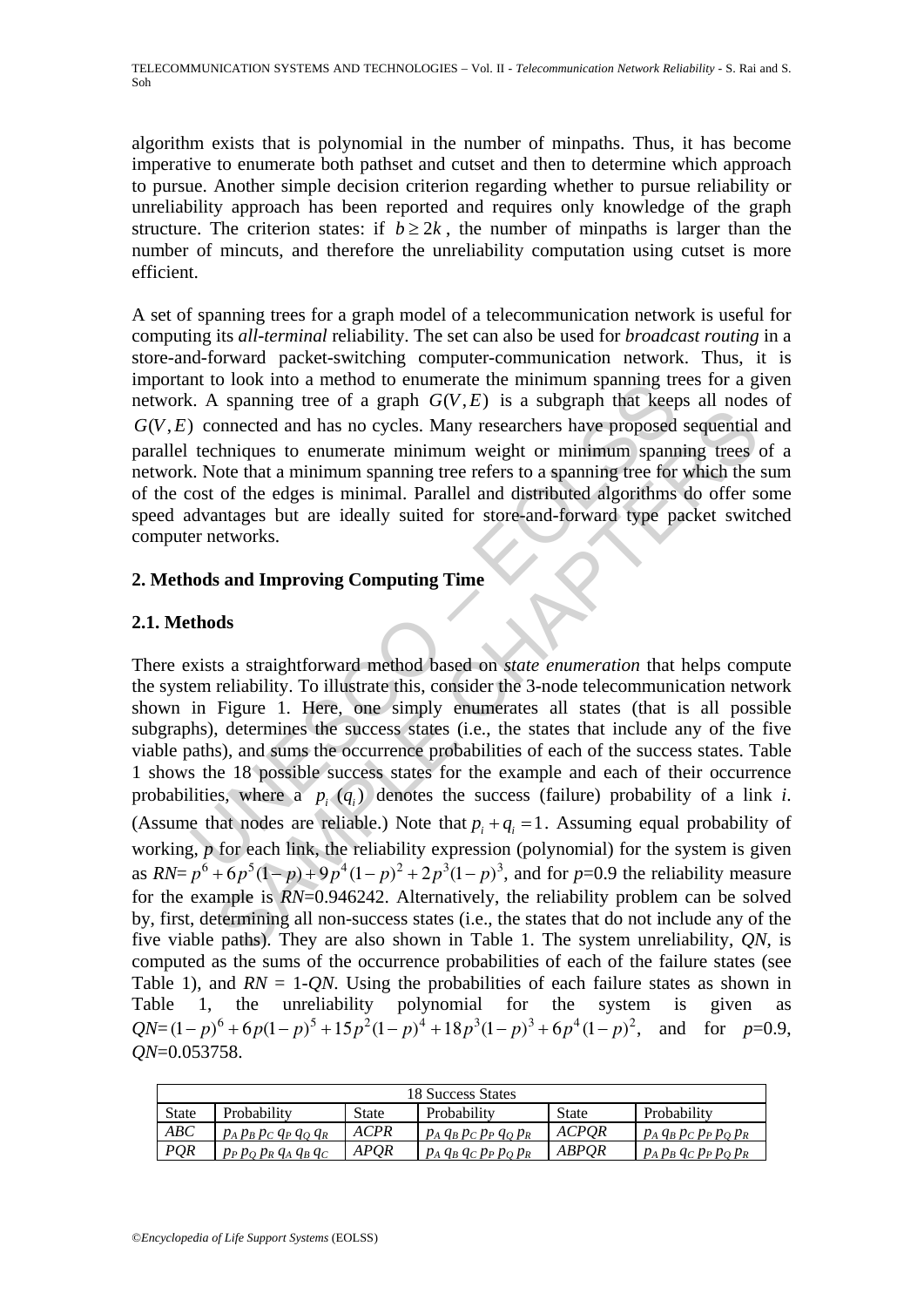algorithm exists that is polynomial in the number of minpaths. Thus, it has become imperative to enumerate both pathset and cutset and then to determine which approach to pursue. Another simple decision criterion regarding whether to pursue reliability or unreliability approach has been reported and requires only knowledge of the graph structure. The criterion states: if $b \geq 2k$, the number of minpaths is larger than the number of mincuts, and therefore the unreliability computation using cutset is more efficient.

A set of spanning trees for a graph model of a telecommunication network is useful for computing its *all-terminal* reliability. The set can also be used for *broadcast routing* in a store-and-forward packet-switching computer-communication network. Thus, it is important to look into a method to enumerate the minimum spanning trees for a given network. A spanning tree of a graph $G(V,E)$ is a subgraph that keeps all nodes of $G(V,E)$ connected and has no cycles. Many researchers have proposed sequential and parallel techniques to enumerate minimum weight or minimum spanning trees of a network. Note that a minimum spanning tree refers to a spanning tree for which the sum of the cost of the edges is minimal. Parallel and distributed algorithms do offer some speed advantages but are ideally suited for store-and-forward type packet switched computer networks.

## 2. Methods and Improving Computing Time

### 2.1. Methods

There exists a straightforward method based on *state enumeration* that helps compute the system reliability. To illustrate this, consider the 3-node telecommunication network shown in Figure 1. Here, one simply enumerates all states (that is all possible subgraphs), determines the success states (i.e., the states that include any of the five viable paths), and sums the occurrence probabilities of each of the success states. Table 1 shows the 18 possible success states for the example and each of their occurrence probabilities, where a $p_i$ ($q_i$) denotes the success (failure) probability of a link *i*. (Assume that nodes are reliable.) Note that $p_i + q_i = 1$. Assuming equal probability of working, *p* for each link, the reliability expression (polynomial) for the system is given as *RN*= $p^6 + 6p^5(1-p) + 9p^4(1-p)^2 + 2p^3(1-p)^3$, and for *p*=0.9 the reliability measure for the example is *RN*=0.946242. Alternatively, the reliability problem can be solved by, first, determining all non-success states (i.e., the states that do not include any of the five viable paths). They are also shown in Table 1. The system unreliability, *QN*, is computed as the sums of the occurrence probabilities of each of the failure states (see Table 1), and *RN* = 1-*QN*. Using the probabilities of each failure states as shown in Table 1, the unreliability polynomial for the system is given as *QN*= $(1-p)^6 + 6p(1-p)^5 + 15p^2(1-p)^4 + 18p^3(1-p)^3 + 6p^4(1-p)^2$, and for *p*=0.9, *QN*=0.053758.

| 18 Success States | | | | | |
|---|---|---|---|---|---|
| State | Probability | State | Probability | State | Probability |
| *ABC* | $p_A\, p_B\, p_C\, q_P\, q_Q\, q_R$ | *ACPR* | $p_A\, q_B\, p_C\, p_P\, q_Q\, p_R$ | *ACPQR* | $p_A\, q_B\, p_C\, p_P\, p_Q\, p_R$ |
| *PQR* | $p_P\, p_Q\, p_R\, q_A\, q_B\, q_C$ | *APQR* | $p_A\, q_B\, q_C\, p_P\, p_Q\, p_R$ | *ABPQR* | $p_A\, p_B\, q_C\, p_P\, p_Q\, p_R$ |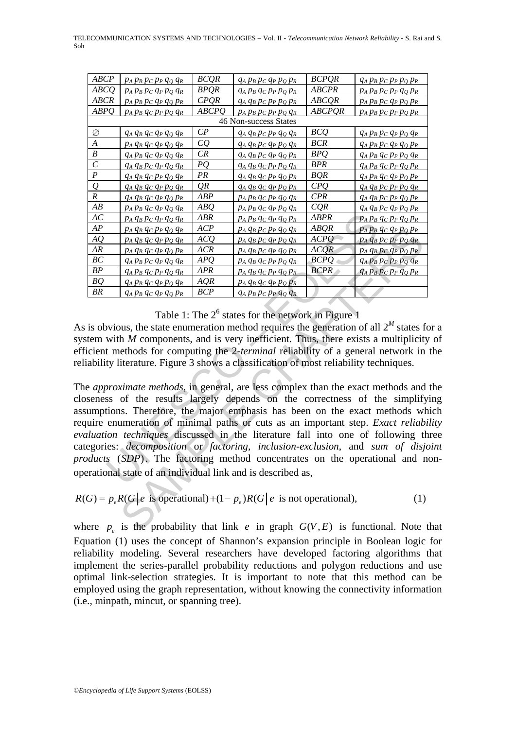| | | | | | |
|---|---|---|---|---|---|
| *ABCP* | $p_A p_B p_C p_P q_Q q_R$ | *BCQR* | $q_A p_B p_C q_P p_Q p_R$ | *BCPQR* | $q_A p_B p_C p_P p_Q p_R$ |
| *ABCQ* | $p_A p_B p_C q_P p_Q q_R$ | *BPQR* | $q_A p_B q_C p_P p_Q p_R$ | *ABCPR* | $p_A p_B p_C p_P q_Q p_R$ |
| *ABCR* | $p_A p_B p_C q_P q_Q p_R$ | *CPQR* | $q_A q_B p_C p_P p_Q p_R$ | *ABCQR* | $p_A p_B p_C q_P p_Q p_R$ |
| *ABPQ* | $p_A p_B q_C p_P p_Q q_R$ | *ABCPQ* | $p_A p_B p_C p_P p_Q q_R$ | *ABCPQR* | $p_A p_B p_C p_P p_Q p_R$ |
| | | 46 Non-success States | | | |
| ∅ | $q_A q_B q_C q_P q_Q q_R$ | *CP* | $q_A q_B p_C p_P q_Q q_R$ | *BCQ* | $q_A p_B p_C q_P p_Q q_R$ |
| *A* | $p_A q_B q_C q_P q_Q q_R$ | *CQ* | $q_A q_B p_C q_P p_Q q_R$ | *BCR* | $q_A p_B p_C q_P q_Q p_R$ |
| *B* | $q_A p_B q_C q_P q_Q q_R$ | *CR* | $q_A q_B p_C q_P q_Q p_R$ | *BPQ* | $q_A p_B q_C p_P p_Q q_R$ |
| *C* | $q_A q_B p_C q_P q_Q q_R$ | *PQ* | $q_A q_B q_C p_P p_Q q_R$ | *BPR* | $q_A p_B q_C p_P q_Q p_R$ |
| *P* | $q_A q_B q_C p_P q_Q q_R$ | *PR* | $q_A q_B q_C p_P q_Q p_R$ | *BQR* | $q_A p_B q_C q_P p_Q p_R$ |
| *Q* | $q_A q_B q_C q_P p_Q q_R$ | *QR* | $q_A q_B q_C q_P p_Q p_R$ | *CPQ* | $q_A q_B p_C p_P p_Q q_R$ |
| *R* | $q_A q_B q_C q_P q_Q p_R$ | *ABP* | $p_A p_B q_C p_P q_Q q_R$ | *CPR* | $q_A q_B p_C p_P q_Q p_R$ |
| *AB* | $p_A p_B q_C q_P q_Q q_R$ | *ABQ* | $p_A p_B q_C q_P p_Q q_R$ | *CQR* | $q_A q_B p_C q_P p_Q p_R$ |
| *AC* | $p_A q_B p_C q_P q_Q q_R$ | *ABR* | $p_A p_B q_C q_P q_Q p_R$ | *ABPR* | $p_A p_B q_C p_P q_Q p_R$ |
| *AP* | $p_A q_B q_C p_P q_Q q_R$ | *ACP* | $p_A q_B p_C p_P q_Q q_R$ | *ABQR* | $p_A p_B q_C q_P p_Q p_R$ |
| *AQ* | $p_A q_B q_C q_P p_Q q_R$ | *ACQ* | $p_A q_B p_C q_P p_Q q_R$ | *ACPQ* | $p_A q_B p_C p_P p_Q q_R$ |
| *AR* | $p_A q_B q_C q_P q_Q p_R$ | *ACR* | $p_A q_B p_C q_P q_Q p_R$ | *ACQR* | $p_A q_B p_C q_P p_Q p_R$ |
| *BC* | $q_A p_B p_C q_P q_Q q_R$ | *APQ* | $p_A q_B q_C p_P p_Q q_R$ | *BCPQ* | $q_A p_B p_C p_P p_Q q_R$ |
| *BP* | $q_A p_B q_C p_P q_Q q_R$ | *APR* | $p_A q_B q_C p_P q_Q p_R$ | *BCPR* | $q_A p_B p_C p_P q_Q p_R$ |
| *BQ* | $q_A p_B q_C q_P p_Q q_R$ | *AQR* | $p_A q_B q_C q_P p_Q p_R$ | | |
| *BR* | $q_A p_B q_C q_P q_Q p_R$ | *BCP* | $q_A p_B p_C p_P q_Q q_R$ | | |

Table 1: The $2^6$ states for the network in Figure 1

As is obvious, the state enumeration method requires the generation of all $2^M$ states for a system with $M$ components, and is very inefficient. Thus, there exists a multiplicity of efficient methods for computing the 2-*terminal* reliability of a general network in the reliability literature. Figure 3 shows a classification of most reliability techniques.

The *approximate methods*, in general, are less complex than the exact methods and the closeness of the results largely depends on the correctness of the simplifying assumptions. Therefore, the major emphasis has been on the exact methods which require enumeration of minimal paths or cuts as an important step. *Exact reliability evaluation techniques* discussed in the literature fall into one of following three categories: *decomposition* or *factoring*, *inclusion-exclusion*, and *sum of disjoint products* (*SDP*). The factoring method concentrates on the operational and non-operational state of an individual link and is described as,

$$R(G) = p_e R(G \mid e \text{ is operational}) + (1 - p_e) R(G \mid e \text{ is not operational}), \quad (1)$$

where $p_e$ is the probability that link $e$ in graph $G(V,E)$ is functional. Note that Equation (1) uses the concept of Shannon's expansion principle in Boolean logic for reliability modeling. Several researchers have developed factoring algorithms that implement the series-parallel probability reductions and polygon reductions and use optimal link-selection strategies. It is important to note that this method can be employed using the graph representation, without knowing the connectivity information (i.e., minpath, mincut, or spanning tree).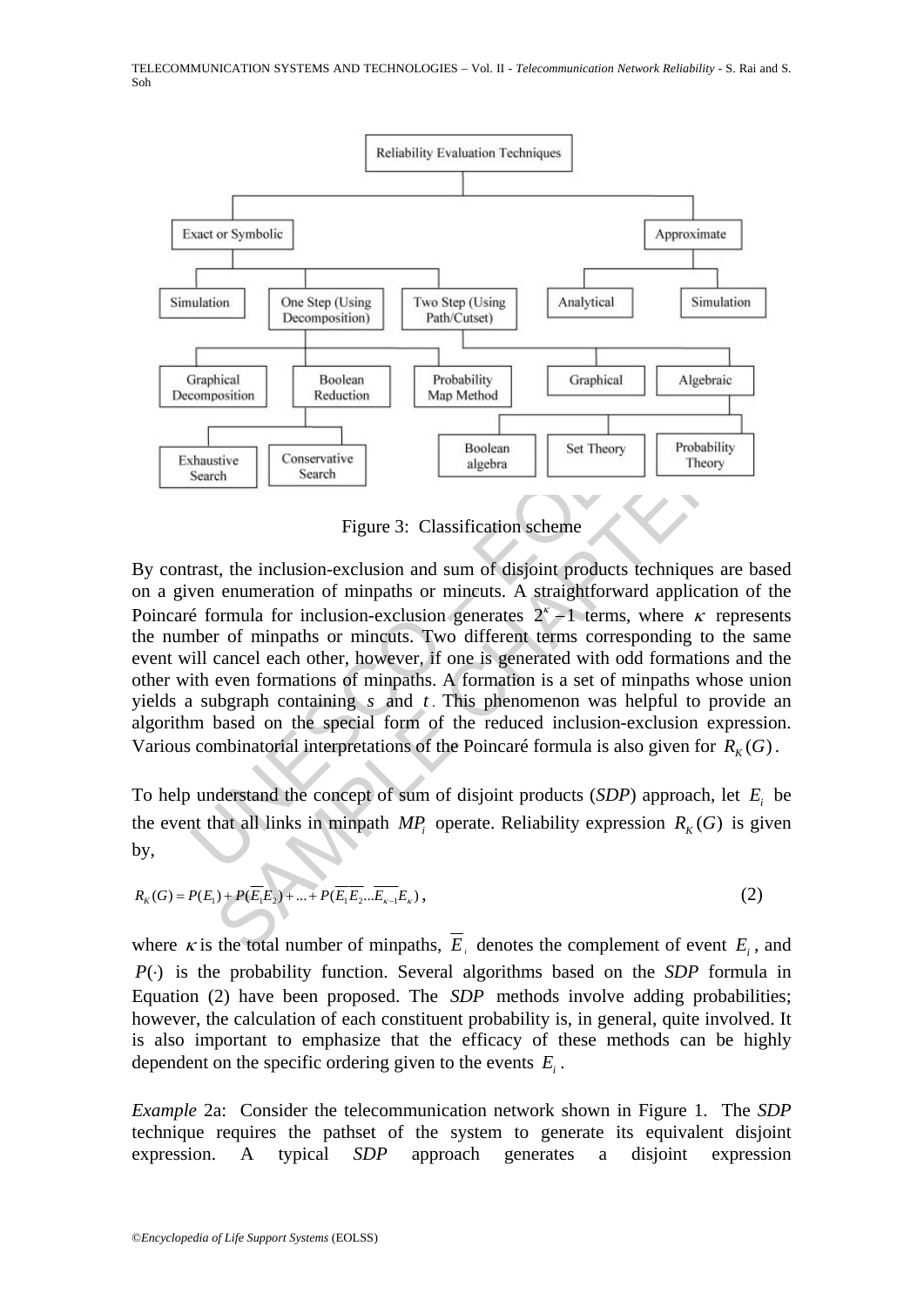Figure 3: Classification scheme

By contrast, the inclusion-exclusion and sum of disjoint products techniques are based on a given enumeration of minpaths or mincuts. A straightforward application of the Poincaré formula for inclusion-exclusion generates $2^{\kappa}-1$ terms, where $\kappa$ represents the number of minpaths or mincuts. Two different terms corresponding to the same event will cancel each other, however, if one is generated with odd formations and the other with even formations of minpaths. A formation is a set of minpaths whose union yields a subgraph containing $s$ and $t$. This phenomenon was helpful to provide an algorithm based on the special form of the reduced inclusion-exclusion expression. Various combinatorial interpretations of the Poincaré formula is also given for $R_K(G)$.

To help understand the concept of sum of disjoint products (*SDP*) approach, let $E_i$ be the event that all links in minpath $MP_i$ operate. Reliability expression $R_K(G)$ is given by,

$$R_K(G) = P(E_1) + P(\overline{E_1}E_2) + ... + P(\overline{E_1}\,\overline{E_2}...\overline{E_{\kappa-1}}E_{\kappa}), \tag{2}$$

where $\kappa$ is the total number of minpaths, $\overline{E}_i$ denotes the complement of event $E_i$, and $P(\cdot)$ is the probability function. Several algorithms based on the *SDP* formula in Equation (2) have been proposed. The *SDP* methods involve adding probabilities; however, the calculation of each constituent probability is, in general, quite involved. It is also important to emphasize that the efficacy of these methods can be highly dependent on the specific ordering given to the events $E_i$.

*Example* 2a: Consider the telecommunication network shown in Figure 1. The *SDP* technique requires the pathset of the system to generate its equivalent disjoint expression. A typical *SDP* approach generates a disjoint expression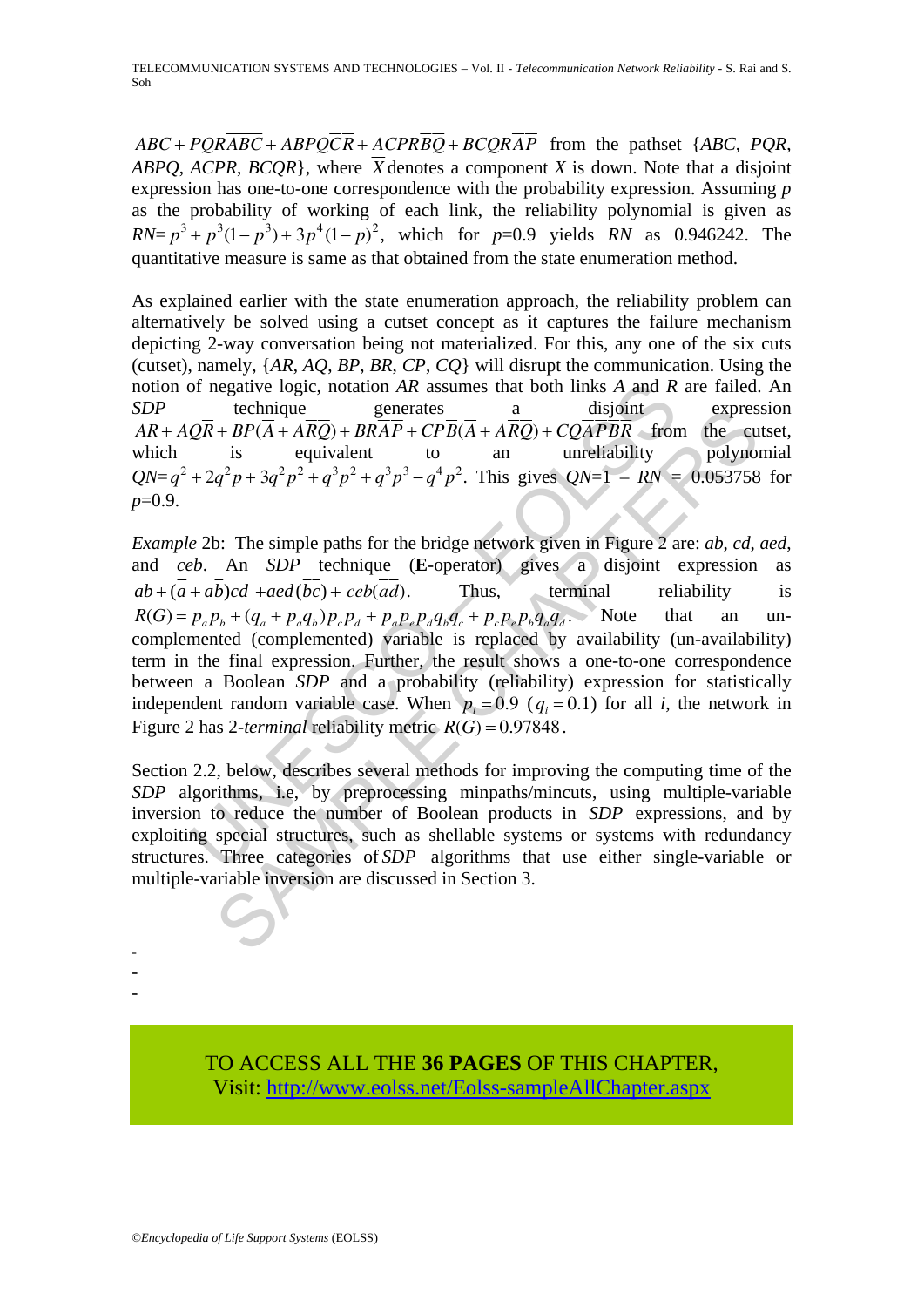$ABC + PQR\overline{ABC} + ABPQ\overline{C}\overline{R} + ACPR\overline{B}\overline{Q} + BCQR\overline{A}\overline{P}$ from the pathset {*ABC*, *PQR*, *ABPQ*, *ACPR*, *BCQR*}, where $\overline{X}$ denotes a component *X* is down. Note that a disjoint expression has one-to-one correspondence with the probability expression. Assuming *p* as the probability of working of each link, the reliability polynomial is given as $RN = p^3 + p^3(1-p^3) + 3p^4(1-p)^2$, which for *p*=0.9 yields *RN* as 0.946242. The quantitative measure is same as that obtained from the state enumeration method.

As explained earlier with the state enumeration approach, the reliability problem can alternatively be solved using a cutset concept as it captures the failure mechanism depicting 2-way conversation being not materialized. For this, any one of the six cuts (cutset), namely, {*AR*, *AQ*, *BP*, *BR*, *CP*, *CQ*} will disrupt the communication. Using the notion of negative logic, notation *AR* assumes that both links *A* and *R* are failed. An *SDP* technique generates a disjoint expression $AR + AQ\overline{R} + BP(\overline{A} + A\overline{R}\overline{Q}) + BR\overline{A}\overline{P} + CP\overline{B}(\overline{A} + A\overline{R}\overline{Q}) + CQ\overline{A}\overline{P}\overline{B}\overline{R}$ from the cutset, which is equivalent to an unreliability polynomial $QN = q^2 + 2q^2p + 3q^2p^2 + q^3p^2 + q^3p^3 - q^4p^2$. This gives *QN*=1 – *RN* = 0.053758 for *p*=0.9.

*Example* 2b: The simple paths for the bridge network given in Figure 2 are: *ab*, *cd*, *aed*, and *ceb*. An *SDP* technique (**E**-operator) gives a disjoint expression as $ab + (\overline{a} + a\overline{b})cd + aed(\overline{bc}) + ceb(\overline{ad})$. Thus, terminal reliability is $R(G) = p_a p_b + (q_a + p_a q_b)p_c p_d + p_a p_e p_d q_b q_c + p_c p_e p_b q_a q_d$. Note that an un-complemented (complemented) variable is replaced by availability (un-availability) term in the final expression. Further, the result shows a one-to-one correspondence between a Boolean *SDP* and a probability (reliability) expression for statistically independent random variable case. When $p_i = 0.9$ ($q_i = 0.1$) for all *i*, the network in Figure 2 has 2-*terminal* reliability metric $R(G) = 0.97848$.

Section 2.2, below, describes several methods for improving the computing time of the *SDP* algorithms, i.e, by preprocessing minpaths/mincuts, using multiple-variable inversion to reduce the number of Boolean products in *SDP* expressions, and by exploiting special structures, such as shellable systems or systems with redundancy structures. Three categories of *SDP* algorithms that use either single-variable or multiple-variable inversion are discussed in Section 3.

-
-
-

TO ACCESS ALL THE **36 PAGES** OF THIS CHAPTER,
Visit: http://www.eolss.net/Eolss-sampleAllChapter.aspx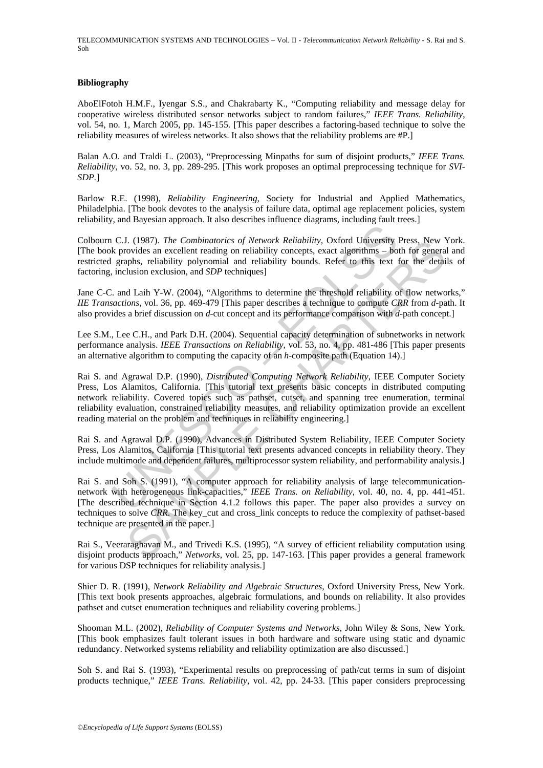### Bibliography

AboElFotoh H.M.F., Iyengar S.S., and Chakrabarty K., "Computing reliability and message delay for cooperative wireless distributed sensor networks subject to random failures," *IEEE Trans. Reliability*, vol. 54, no. 1, March 2005, pp. 145-155. [This paper describes a factoring-based technique to solve the reliability measures of wireless networks. It also shows that the reliability problems are #P.]

Balan A.O. and Traldi L. (2003), "Preprocessing Minpaths for sum of disjoint products," *IEEE Trans. Reliability*, vo. 52, no. 3, pp. 289-295. [This work proposes an optimal preprocessing technique for *SVI-SDP*.]

Barlow R.E. (1998), *Reliability Engineering*, Society for Industrial and Applied Mathematics, Philadelphia. [The book devotes to the analysis of failure data, optimal age replacement policies, system reliability, and Bayesian approach. It also describes influence diagrams, including fault trees.]

Colbourn C.J. (1987). *The Combinatorics of Network Reliability*, Oxford University Press, New York. [The book provides an excellent reading on reliability concepts, exact algorithms – both for general and restricted graphs, reliability polynomial and reliability bounds. Refer to this text for the details of factoring, inclusion exclusion, and *SDP* techniques]

Jane C-C. and Laih Y-W. (2004), "Algorithms to determine the threshold reliability of flow networks," *IIE Transactions*, vol. 36, pp. 469-479 [This paper describes a technique to compute *CRR* from *d*-path. It also provides a brief discussion on *d*-cut concept and its performance comparison with *d*-path concept.]

Lee S.M., Lee C.H., and Park D.H. (2004). Sequential capacity determination of subnetworks in network performance analysis. *IEEE Transactions on Reliability*, vol. 53, no. 4, pp. 481-486 [This paper presents an alternative algorithm to computing the capacity of an *h*-composite path (Equation 14).]

Rai S. and Agrawal D.P. (1990), *Distributed Computing Network Reliability*, IEEE Computer Society Press, Los Alamitos, California. [This tutorial text presents basic concepts in distributed computing network reliability. Covered topics such as pathset, cutset, and spanning tree enumeration, terminal reliability evaluation, constrained reliability measures, and reliability optimization provide an excellent reading material on the problem and techniques in reliability engineering.]

Rai S. and Agrawal D.P. (1990), Advances in Distributed System Reliability, IEEE Computer Society Press, Los Alamitos, California [This tutorial text presents advanced concepts in reliability theory. They include multimode and dependent failures, multiprocessor system reliability, and performability analysis.]

Rai S. and Soh S. (1991), "A computer approach for reliability analysis of large telecommunication-network with heterogeneous link-capacities," *IEEE Trans. on Reliability*, vol. 40, no. 4, pp. 441-451. [The described technique in Section 4.1.2 follows this paper. The paper also provides a survey on techniques to solve *CRR*. The key_cut and cross_link concepts to reduce the complexity of pathset-based technique are presented in the paper.]

Rai S., Veeraraghavan M., and Trivedi K.S. (1995), "A survey of efficient reliability computation using disjoint products approach," *Networks*, vol. 25, pp. 147-163. [This paper provides a general framework for various DSP techniques for reliability analysis.]

Shier D. R. (1991), *Network Reliability and Algebraic Structures*, Oxford University Press, New York. [This text book presents approaches, algebraic formulations, and bounds on reliability. It also provides pathset and cutset enumeration techniques and reliability covering problems.]

Shooman M.L. (2002), *Reliability of Computer Systems and Networks*, John Wiley & Sons, New York. [This book emphasizes fault tolerant issues in both hardware and software using static and dynamic redundancy. Networked systems reliability and reliability optimization are also discussed.]

Soh S. and Rai S. (1993), "Experimental results on preprocessing of path/cut terms in sum of disjoint products technique," *IEEE Trans. Reliability*, vol. 42, pp. 24-33. [This paper considers preprocessing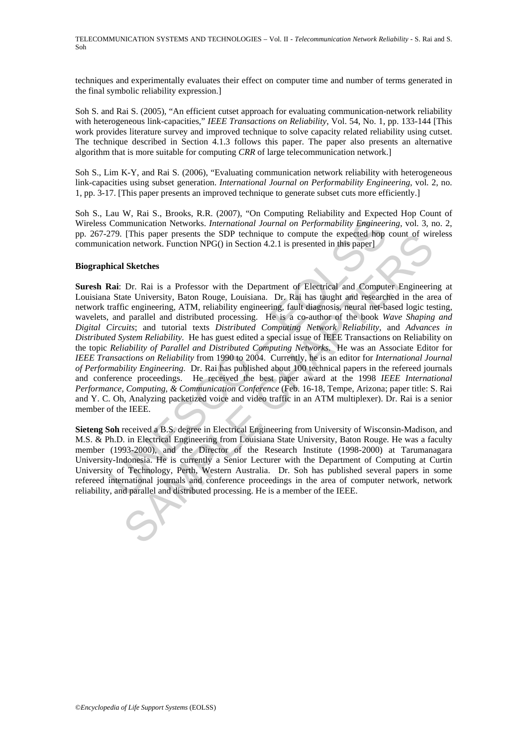techniques and experimentally evaluates their effect on computer time and number of terms generated in the final symbolic reliability expression.]

Soh S. and Rai S. (2005), "An efficient cutset approach for evaluating communication-network reliability with heterogeneous link-capacities," *IEEE Transactions on Reliability*, Vol. 54, No. 1, pp. 133-144 [This work provides literature survey and improved technique to solve capacity related reliability using cutset. The technique described in Section 4.1.3 follows this paper. The paper also presents an alternative algorithm that is more suitable for computing *CRR* of large telecommunication network.]

Soh S., Lim K-Y, and Rai S. (2006), "Evaluating communication network reliability with heterogeneous link-capacities using subset generation. *International Journal on Performability Engineering*, vol. 2, no. 1, pp. 3-17. [This paper presents an improved technique to generate subset cuts more efficiently.]

Soh S., Lau W, Rai S., Brooks, R.R. (2007), "On Computing Reliability and Expected Hop Count of Wireless Communication Networks. *International Journal on Performability Engineering*, vol. 3, no. 2, pp. 267-279. [This paper presents the SDP technique to compute the expected hop count of wireless communication network. Function NPG() in Section 4.2.1 is presented in this paper]

**Biographical Sketches**

**Suresh Rai**: Dr. Rai is a Professor with the Department of Electrical and Computer Engineering at Louisiana State University, Baton Rouge, Louisiana. Dr. Rai has taught and researched in the area of network traffic engineering, ATM, reliability engineering, fault diagnosis, neural net-based logic testing, wavelets, and parallel and distributed processing. He is a co-author of the book *Wave Shaping and Digital Circuits*; and tutorial texts *Distributed Computing Network Reliability*, and *Advances in Distributed System Reliability*. He has guest edited a special issue of IEEE Transactions on Reliability on the topic *Reliability of Parallel and Distributed Computing Networks*. He was an Associate Editor for *IEEE Transactions on Reliability* from 1990 to 2004. Currently, he is an editor for *International Journal of Performability Engineering.* Dr. Rai has published about 100 technical papers in the refereed journals and conference proceedings. He received the best paper award at the 1998 *IEEE International Performance, Computing, & Communication Conference* (Feb. 16-18, Tempe, Arizona; paper title: S. Rai and Y. C. Oh, Analyzing packetized voice and video traffic in an ATM multiplexer). Dr. Rai is a senior member of the IEEE.

**Sieteng Soh** received a B.S. degree in Electrical Engineering from University of Wisconsin-Madison, and M.S. & Ph.D. in Electrical Engineering from Louisiana State University, Baton Rouge. He was a faculty member (1993-2000), and the Director of the Research Institute (1998-2000) at Tarumanagara University-Indonesia. He is currently a Senior Lecturer with the Department of Computing at Curtin University of Technology, Perth, Western Australia. Dr. Soh has published several papers in some refereed international journals and conference proceedings in the area of computer network, network reliability, and parallel and distributed processing. He is a member of the IEEE.